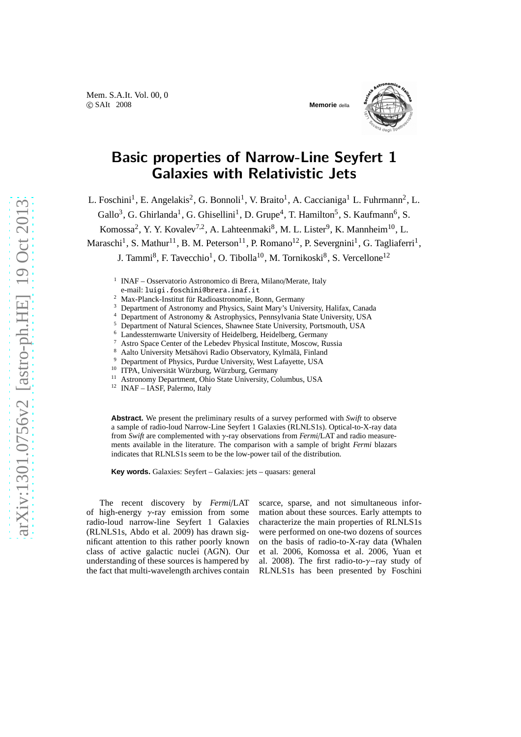# Basic properties of Narrow-Line Seyfert 1 Galaxies with Relativistic Jets

L. Foschini[1], E. Angelakis[2], G. Bonnoli[1], V. Braito[1], A. Caccianiga[1] L. Fuhrmann[2], L. Gallo[3], G. Ghirlanda[1], G. Ghisellini[1], D. Grupe[4], T. Hamilton[5], S. Kaufmann[6], S. Komossa[2], Y. Y. Kovalev[7,2], A. Lahteenmaki[8], M. L. Lister[9], K. Mannheim[10], L. Maraschi[1], S. Mathur[11], B. M. Peterson[11], P. Romano[12], P. Severgnini[1], G. Tagliaferri[1], J. Tammi[8], F. Tavecchio[1], O. Tibolla[10], M. Tornikoski[8], S. Vercellone[12]

[1] INAF – Osservatorio Astronomico di Brera, Milano/Merate, Italy
e-mail: luigi.foschini@brera.inaf.it
[2] Max-Planck-Institut für Radioastronomie, Bonn, Germany
[3] Department of Astronomy and Physics, Saint Mary's University, Halifax, Canada
[4] Department of Astronomy & Astrophysics, Pennsylvania State University, USA
[5] Department of Natural Sciences, Shawnee State University, Portsmouth, USA
[6] Landessternwarte University of Heidelberg, Heidelberg, Germany
[7] Astro Space Center of the Lebedev Physical Institute, Moscow, Russia
[8] Aalto University Metsähovi Radio Observatory, Kylmälä, Finland
[9] Department of Physics, Purdue University, West Lafayette, USA
[10] ITPA, Universität Würzburg, Würzburg, Germany
[11] Astronomy Department, Ohio State University, Columbus, USA
[12] INAF – IASF, Palermo, Italy

**Abstract.** We present the preliminary results of a survey performed with *Swift* to observe a sample of radio-loud Narrow-Line Seyfert 1 Galaxies (RLNLS1s). Optical-to-X-ray data from *Swift* are complemented with $\gamma$-ray observations from *Fermi*/LAT and radio measurements available in the literature. The comparison with a sample of bright *Fermi* blazars indicates that RLNLS1s seem to be the low-power tail of the distribution.

**Key words.** Galaxies: Seyfert – Galaxies: jets – quasars: general

The recent discovery by *Fermi*/LAT of high-energy $\gamma$-ray emission from some radio-loud narrow-line Seyfert 1 Galaxies (RLNLS1s, Abdo et al. 2009) has drawn significant attention to this rather poorly known class of active galactic nuclei (AGN). Our understanding of these sources is hampered by the fact that multi-wavelength archives contain scarce, sparse, and not simultaneous information about these sources. Early attempts to characterize the main properties of RLNLS1s were performed on one-two dozens of sources on the basis of radio-to-X-ray data (Whalen et al. 2006, Komossa et al. 2006, Yuan et al. 2008). The first radio-to-$\gamma$−ray study of RLNLS1s has been presented by Foschini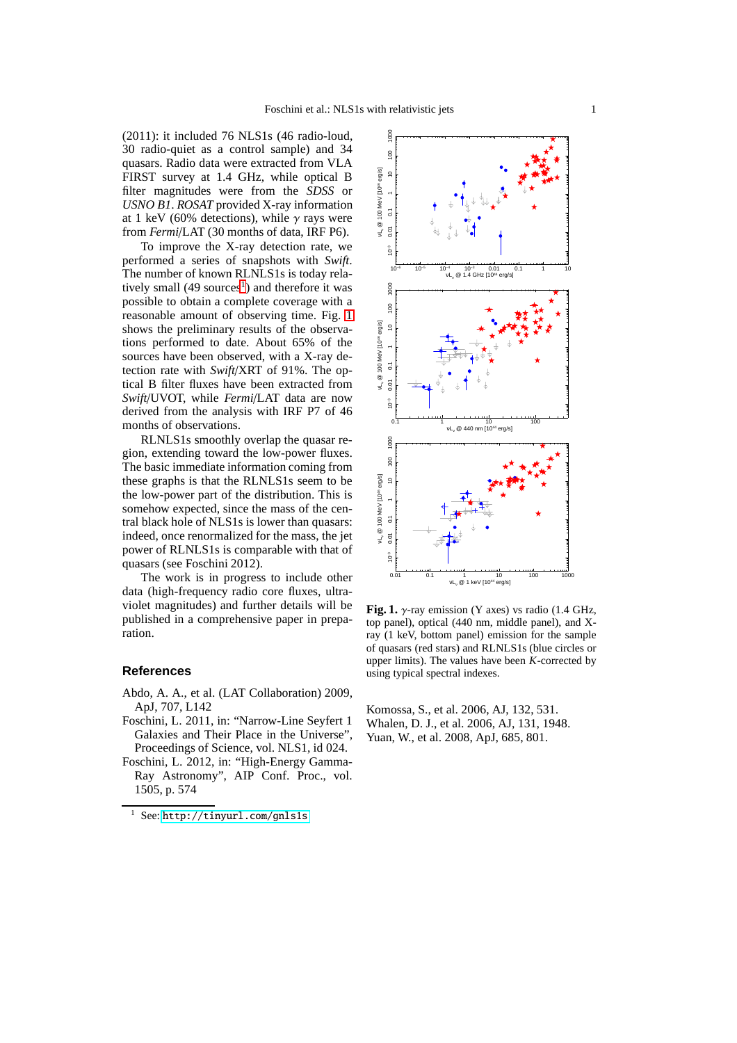(2011): it included 76 NLS1s (46 radio-loud, 30 radio-quiet as a control sample) and 34 quasars. Radio data were extracted from VLA FIRST survey at 1.4 GHz, while optical B filter magnitudes were from the *SDSS* or *USNO B1*. *ROSAT* provided X-ray information at 1 keV (60% detections), while $\gamma$ rays were from *Fermi*/LAT (30 months of data, IRF P6).

To improve the X-ray detection rate, we performed a series of snapshots with *Swift*. The number of known RLNLS1s is today relatively small (49 sources[1]) and therefore it was possible to obtain a complete coverage with a reasonable amount of observing time. Fig. 1 shows the preliminary results of the observations performed to date. About 65% of the sources have been observed, with a X-ray detection rate with *Swift*/XRT of 91%. The optical B filter fluxes have been extracted from *Swift*/UVOT, while *Fermi*/LAT data are now derived from the analysis with IRF P7 of 46 months of observations.

RLNLS1s smoothly overlap the quasar region, extending toward the low-power fluxes. The basic immediate information coming from these graphs is that the RLNLS1s seem to be the low-power part of the distribution. This is somehow expected, since the mass of the central black hole of NLS1s is lower than quasars: indeed, once renormalized for the mass, the jet power of RLNLS1s is comparable with that of quasars (see Foschini 2012).

The work is in progress to include other data (high-frequency radio core fluxes, ultraviolet magnitudes) and further details will be published in a comprehensive paper in preparation.

νL$_\nu$ @ 100 MeV [10$^{44}$ erg/s]
νL$_\nu$ @ 1.4 GHz [10$^{44}$ erg/s]

νL$_\nu$ @ 100 MeV [10$^{44}$ erg/s]
νL$_\nu$ @ 440 nm [10$^{44}$ erg/s]

νL$_\nu$ @ 100 MeV [10$^{44}$ erg/s]
νL$_\nu$ @ 1 keV [10$^{44}$ erg/s]

**Fig. 1.** $\gamma$-ray emission (Y axes) vs radio (1.4 GHz, top panel), optical (440 nm, middle panel), and X-ray (1 keV, bottom panel) emission for the sample of quasars (red stars) and RLNLS1s (blue circles or upper limits). The values have been *K*-corrected by using typical spectral indexes.

## References

Abdo, A. A., et al. (LAT Collaboration) 2009, ApJ, 707, L142

Foschini, L. 2011, in: "Narrow-Line Seyfert 1 Galaxies and Their Place in the Universe", Proceedings of Science, vol. NLS1, id 024.

Foschini, L. 2012, in: "High-Energy Gamma-Ray Astronomy", AIP Conf. Proc., vol. 1505, p. 574

Komossa, S., et al. 2006, AJ, 132, 531.

Whalen, D. J., et al. 2006, AJ, 131, 1948.

Yuan, W., et al. 2008, ApJ, 685, 801.

[1] See: http://tinyurl.com/gnls1s